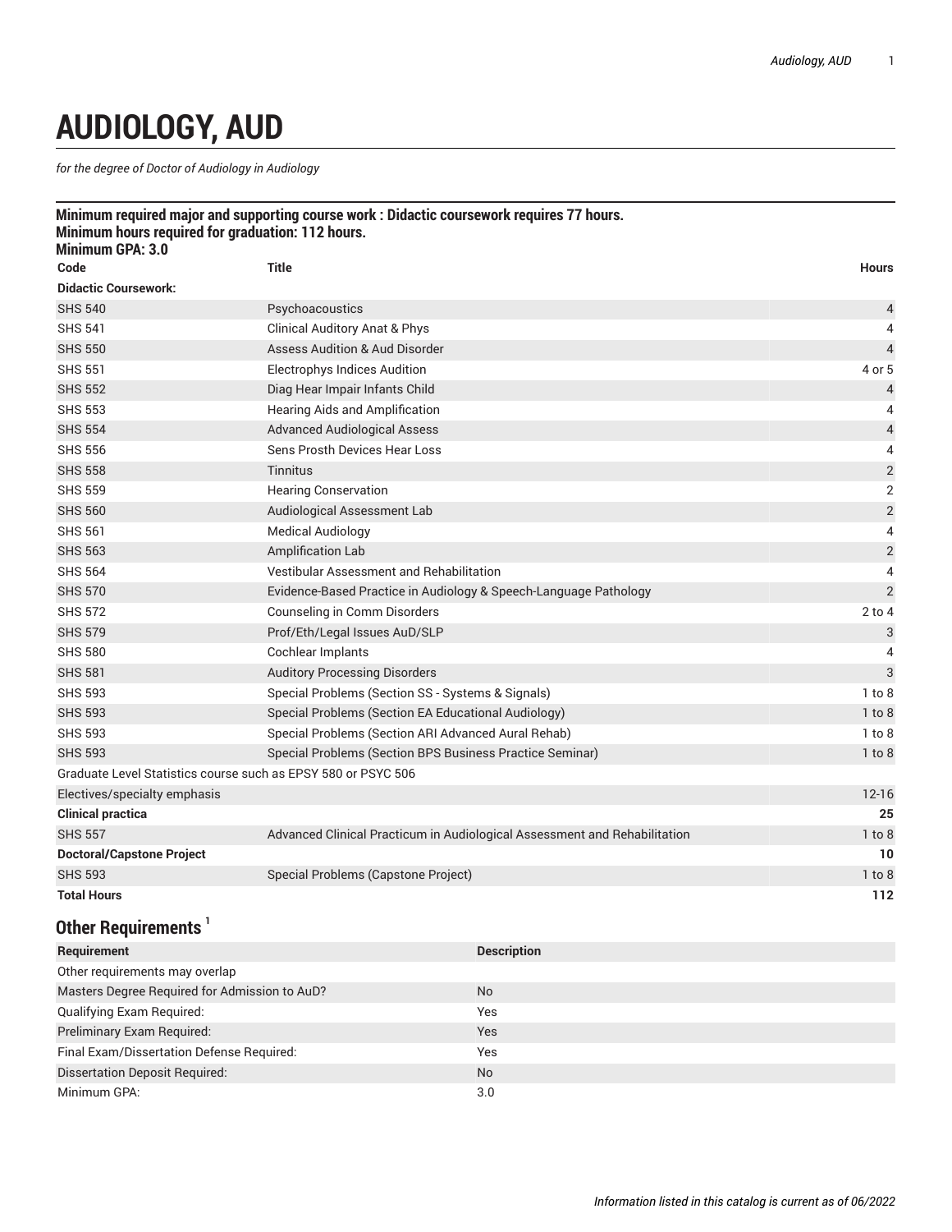# AUDIOLOGY, AUD

*for the degree of Doctor of Audiology in Audiology*

**Minimum required major and supporting course work : Didactic coursework requires 77 hours.**
**Minimum hours required for graduation: 112 hours.**
**Minimum GPA: 3.0**

| Code | Title | Hours |
|---|---|---|
| **Didactic Coursework:** | | |
| SHS 540 | Psychoacoustics | 4 |
| SHS 541 | Clinical Auditory Anat & Phys | 4 |
| SHS 550 | Assess Audition & Aud Disorder | 4 |
| SHS 551 | Electrophys Indices Audition | 4 or 5 |
| SHS 552 | Diag Hear Impair Infants Child | 4 |
| SHS 553 | Hearing Aids and Amplification | 4 |
| SHS 554 | Advanced Audiological Assess | 4 |
| SHS 556 | Sens Prosth Devices Hear Loss | 4 |
| SHS 558 | Tinnitus | 2 |
| SHS 559 | Hearing Conservation | 2 |
| SHS 560 | Audiological Assessment Lab | 2 |
| SHS 561 | Medical Audiology | 4 |
| SHS 563 | Amplification Lab | 2 |
| SHS 564 | Vestibular Assessment and Rehabilitation | 4 |
| SHS 570 | Evidence-Based Practice in Audiology & Speech-Language Pathology | 2 |
| SHS 572 | Counseling in Comm Disorders | 2 to 4 |
| SHS 579 | Prof/Eth/Legal Issues AuD/SLP | 3 |
| SHS 580 | Cochlear Implants | 4 |
| SHS 581 | Auditory Processing Disorders | 3 |
| SHS 593 | Special Problems (Section SS - Systems & Signals) | 1 to 8 |
| SHS 593 | Special Problems (Section EA Educational Audiology) | 1 to 8 |
| SHS 593 | Special Problems (Section ARI Advanced Aural Rehab) | 1 to 8 |
| SHS 593 | Special Problems (Section BPS Business Practice Seminar) | 1 to 8 |
| Graduate Level Statistics course such as EPSY 580 or PSYC 506 | | |
| Electives/specialty emphasis | | 12-16 |
| **Clinical practica** | | **25** |
| SHS 557 | Advanced Clinical Practicum in Audiological Assessment and Rehabilitation | 1 to 8 |
| **Doctoral/Capstone Project** | | **10** |
| SHS 593 | Special Problems (Capstone Project) | 1 to 8 |
| **Total Hours** | | **112** |

## Other Requirements [1]

| Requirement | Description |
|---|---|
| Other requirements may overlap | |
| Masters Degree Required for Admission to AuD? | No |
| Qualifying Exam Required: | Yes |
| Preliminary Exam Required: | Yes |
| Final Exam/Dissertation Defense Required: | Yes |
| Dissertation Deposit Required: | No |
| Minimum GPA: | 3.0 |

*Information listed in this catalog is current as of 06/2022*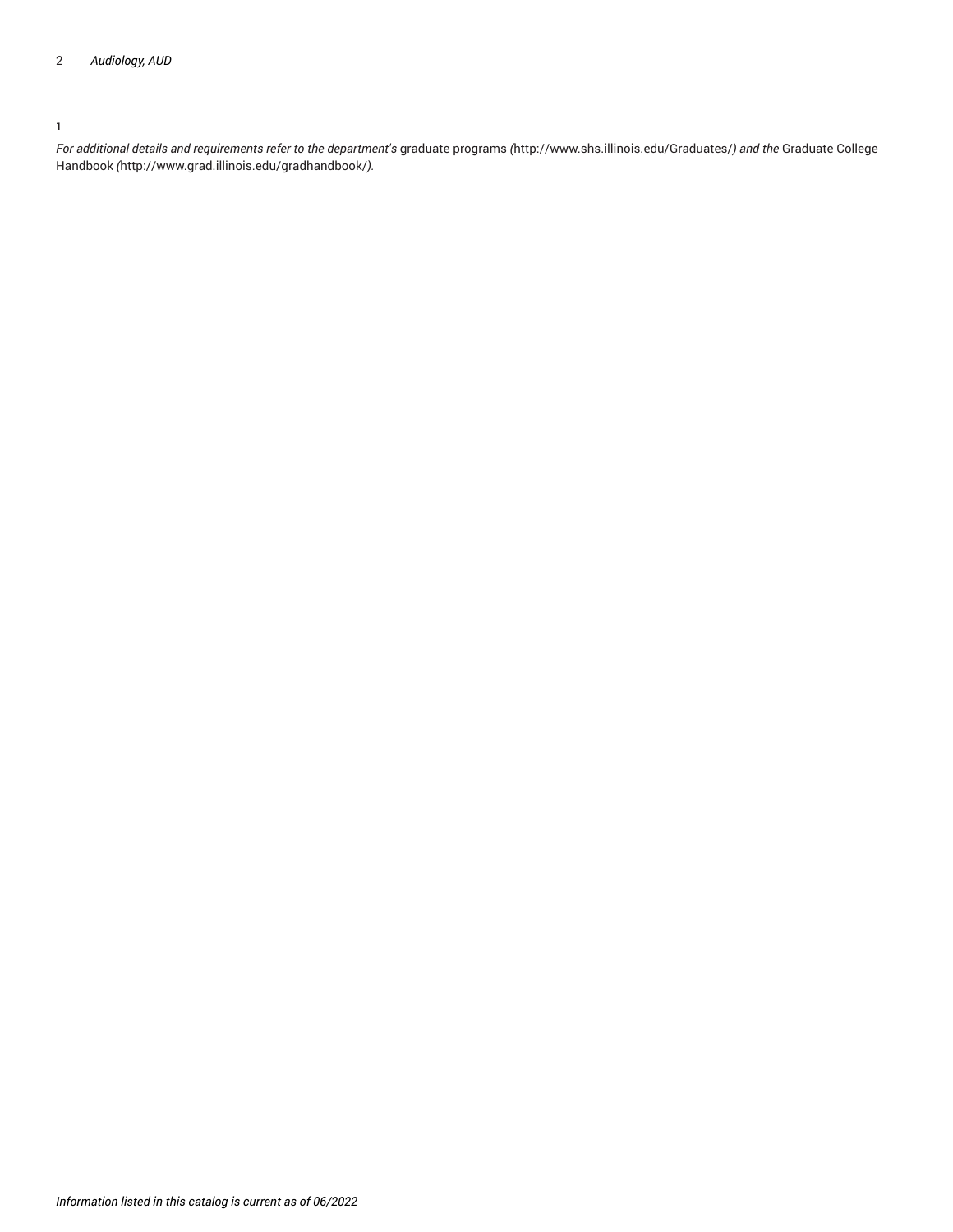[1]

*For additional details and requirements refer to the department's* graduate programs *(*http://www.shs.illinois.edu/Graduates/*) and the* Graduate College Handbook *(*http://www.grad.illinois.edu/gradhandbook/*).*

*Information listed in this catalog is current as of 06/2022*